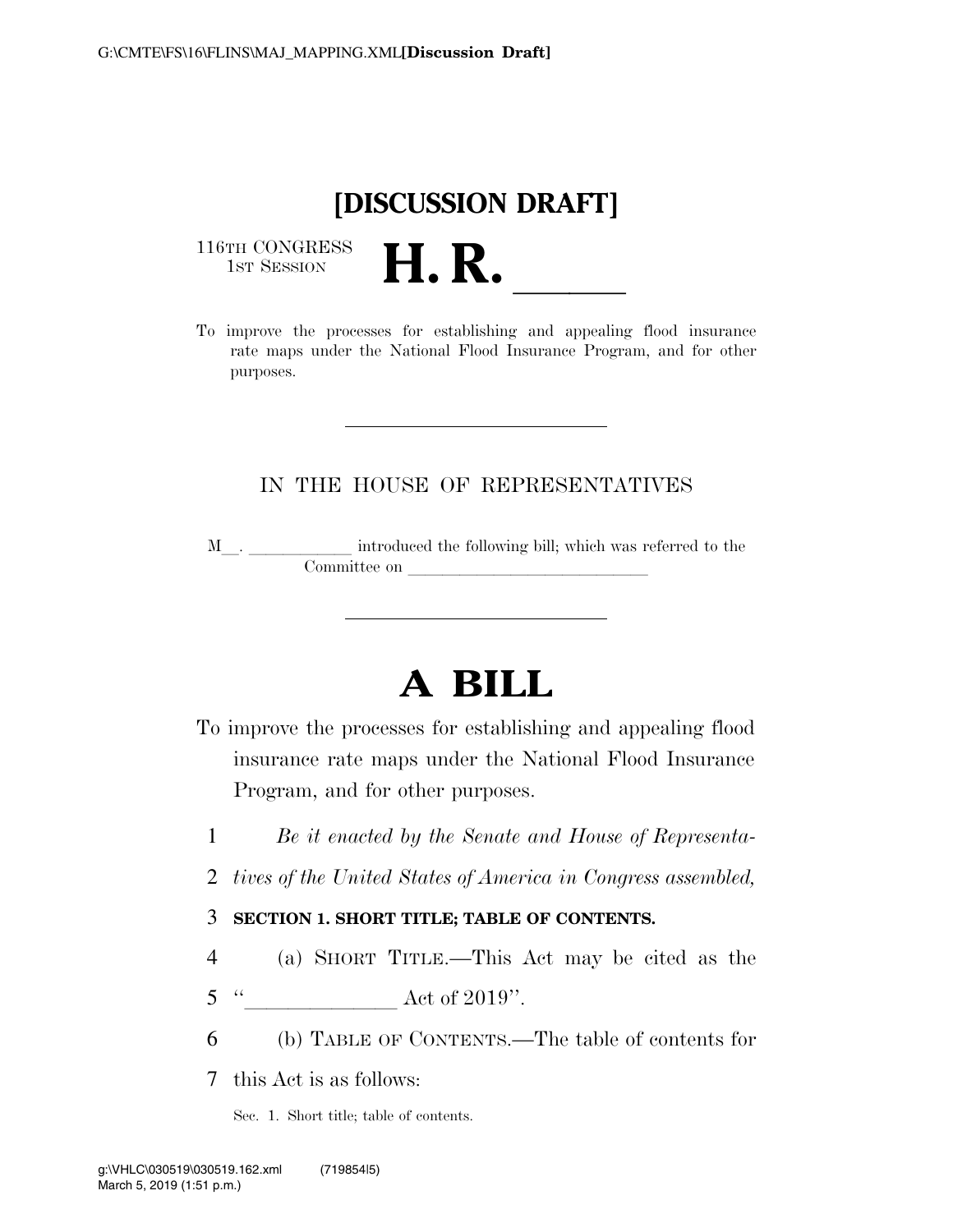[DISCUSSION DRAFT]

116TH CONGRESS
1ST SESSION

# H. R. ______

To improve the processes for establishing and appealing flood insurance rate maps under the National Flood Insurance Program, and for other purposes.

---

IN THE HOUSE OF REPRESENTATIVES

M__. ____________ introduced the following bill; which was referred to the Committee on ____________________________

---

# A BILL

To improve the processes for establishing and appealing flood insurance rate maps under the National Flood Insurance Program, and for other purposes.

1 *Be it enacted by the Senate and House of Representa-*
2 *tives of the United States of America in Congress assembled,*

3 **SECTION 1. SHORT TITLE; TABLE OF CONTENTS.**

4 (a) SHORT TITLE.—This Act may be cited as the
5 "______________ Act of 2019".

6 (b) TABLE OF CONTENTS.—The table of contents for
7 this Act is as follows:

Sec. 1. Short title; table of contents.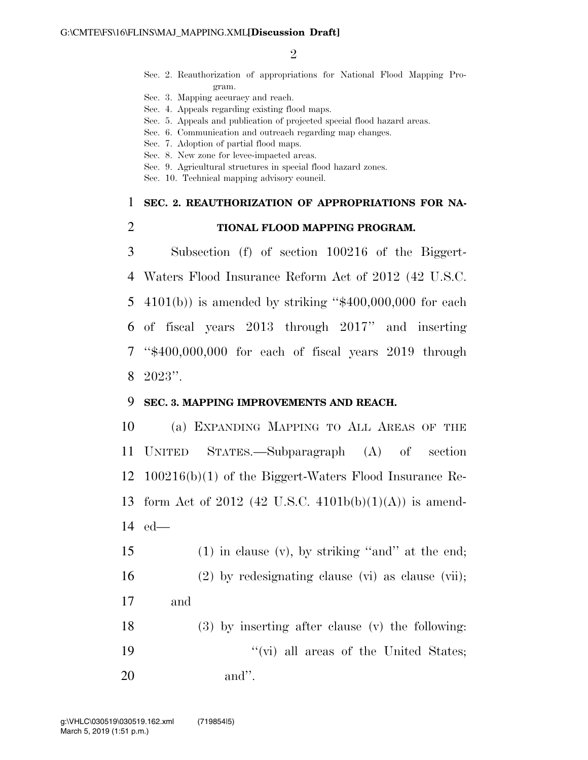Sec. 2. Reauthorization of appropriations for National Flood Mapping Program.
Sec. 3. Mapping accuracy and reach.
Sec. 4. Appeals regarding existing flood maps.
Sec. 5. Appeals and publication of projected special flood hazard areas.
Sec. 6. Communication and outreach regarding map changes.
Sec. 7. Adoption of partial flood maps.
Sec. 8. New zone for levee-impacted areas.
Sec. 9. Agricultural structures in special flood hazard zones.
Sec. 10. Technical mapping advisory council.

## SEC. 2. REAUTHORIZATION OF APPROPRIATIONS FOR NATIONAL FLOOD MAPPING PROGRAM.

Subsection (f) of section 100216 of the Biggert-Waters Flood Insurance Reform Act of 2012 (42 U.S.C. 4101(b)) is amended by striking "$400,000,000 for each of fiscal years 2013 through 2017" and inserting "$400,000,000 for each of fiscal years 2019 through 2023".

## SEC. 3. MAPPING IMPROVEMENTS AND REACH.

(a) EXPANDING MAPPING TO ALL AREAS OF THE UNITED STATES.—Subparagraph (A) of section 100216(b)(1) of the Biggert-Waters Flood Insurance Reform Act of 2012 (42 U.S.C. 4101b(b)(1)(A)) is amended—

(1) in clause (v), by striking "and" at the end;

(2) by redesignating clause (vi) as clause (vii); and

(3) by inserting after clause (v) the following:

"(vi) all areas of the United States; and".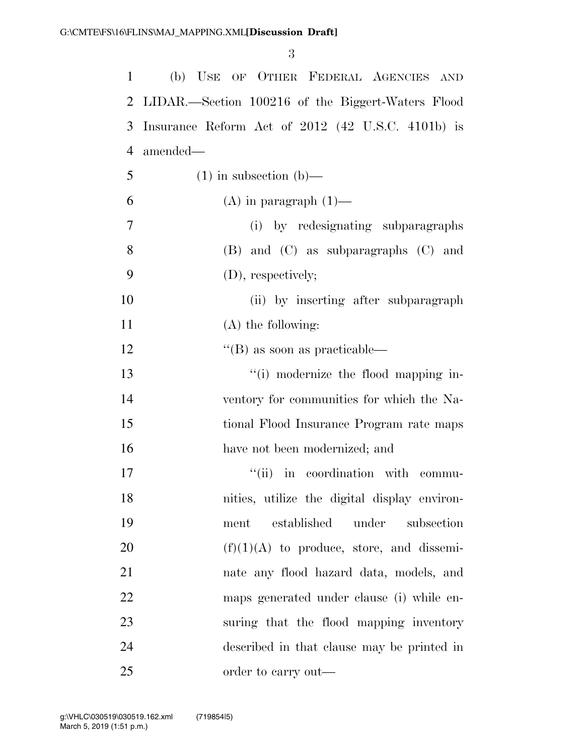(b) USE OF OTHER FEDERAL AGENCIES AND LIDAR.—Section 100216 of the Biggert-Waters Flood Insurance Reform Act of 2012 (42 U.S.C. 4101b) is amended—

(1) in subsection (b)—

(A) in paragraph (1)—

(i) by redesignating subparagraphs (B) and (C) as subparagraphs (C) and (D), respectively;

(ii) by inserting after subparagraph (A) the following:

"(B) as soon as practicable—

"(i) modernize the flood mapping inventory for communities for which the National Flood Insurance Program rate maps have not been modernized; and

"(ii) in coordination with communities, utilize the digital display environment established under subsection (f)(1)(A) to produce, store, and disseminate any flood hazard data, models, and maps generated under clause (i) while ensuring that the flood mapping inventory described in that clause may be printed in order to carry out—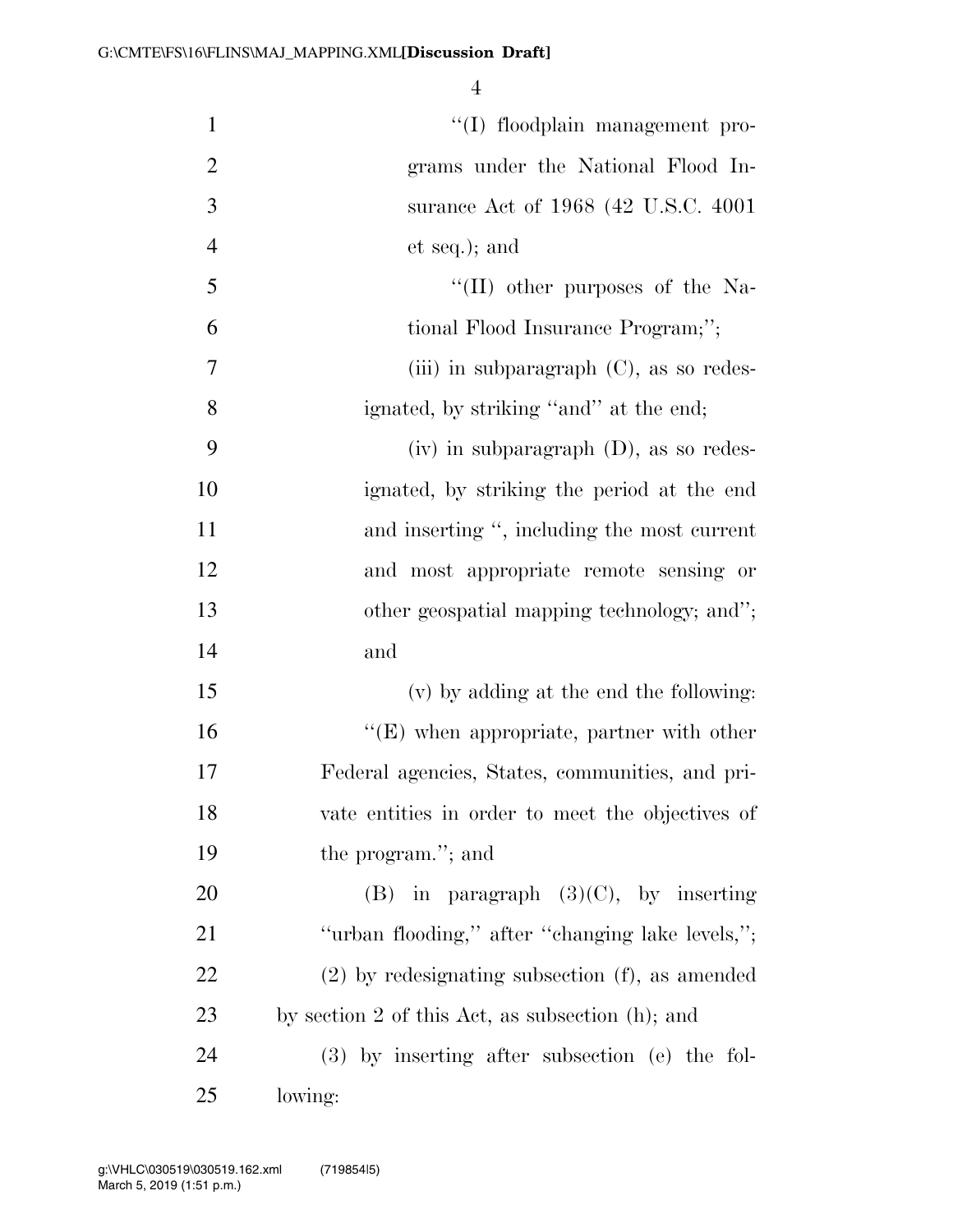"(I) floodplain management programs under the National Flood Insurance Act of 1968 (42 U.S.C. 4001 et seq.); and

"(II) other purposes of the National Flood Insurance Program;";

(iii) in subparagraph (C), as so redesignated, by striking "and" at the end;

(iv) in subparagraph (D), as so redesignated, by striking the period at the end and inserting ", including the most current and most appropriate remote sensing or other geospatial mapping technology; and"; and

(v) by adding at the end the following:

"(E) when appropriate, partner with other Federal agencies, States, communities, and private entities in order to meet the objectives of the program."; and

(B) in paragraph (3)(C), by inserting "urban flooding," after "changing lake levels,";

(2) by redesignating subsection (f), as amended by section 2 of this Act, as subsection (h); and

(3) by inserting after subsection (e) the following: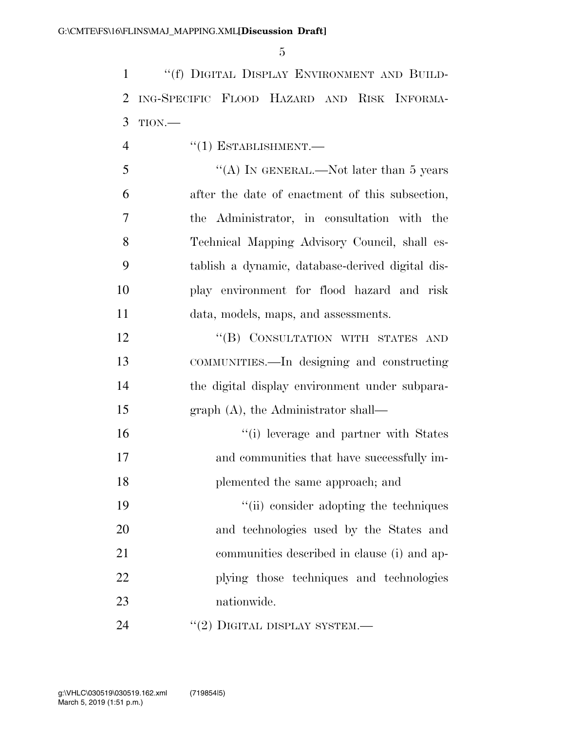"(f) DIGITAL DISPLAY ENVIRONMENT AND BUILDING-SPECIFIC FLOOD HAZARD AND RISK INFORMATION.—

"(1) ESTABLISHMENT.—

"(A) IN GENERAL.—Not later than 5 years after the date of enactment of this subsection, the Administrator, in consultation with the Technical Mapping Advisory Council, shall establish a dynamic, database-derived digital display environment for flood hazard and risk data, models, maps, and assessments.

"(B) CONSULTATION WITH STATES AND COMMUNITIES.—In designing and constructing the digital display environment under subparagraph (A), the Administrator shall—

"(i) leverage and partner with States and communities that have successfully implemented the same approach; and

"(ii) consider adopting the techniques and technologies used by the States and communities described in clause (i) and applying those techniques and technologies nationwide.

"(2) DIGITAL DISPLAY SYSTEM.—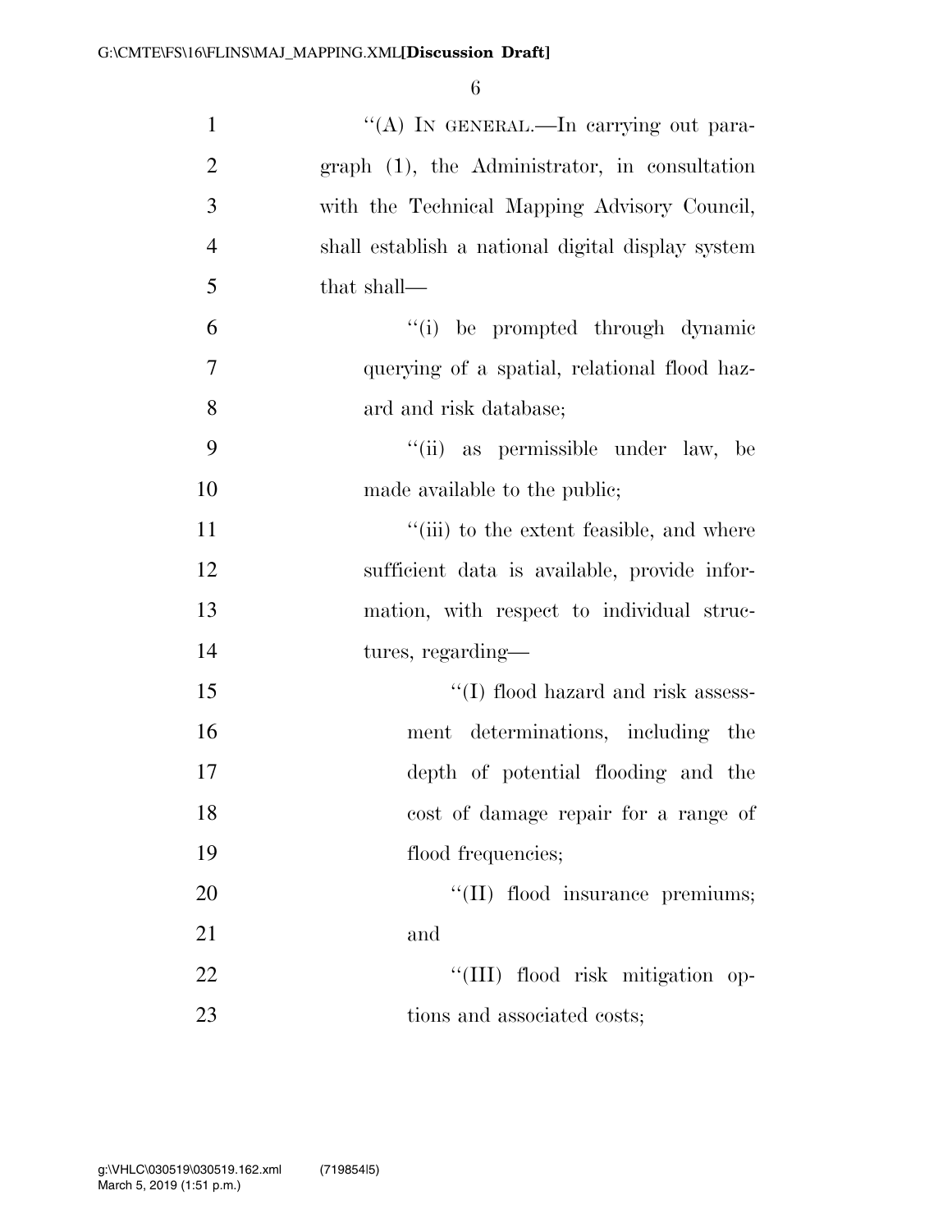"(A) IN GENERAL.—In carrying out paragraph (1), the Administrator, in consultation with the Technical Mapping Advisory Council, shall establish a national digital display system that shall—

"(i) be prompted through dynamic querying of a spatial, relational flood hazard and risk database;

"(ii) as permissible under law, be made available to the public;

"(iii) to the extent feasible, and where sufficient data is available, provide information, with respect to individual structures, regarding—

"(I) flood hazard and risk assessment determinations, including the depth of potential flooding and the cost of damage repair for a range of flood frequencies;

"(II) flood insurance premiums; and

"(III) flood risk mitigation options and associated costs;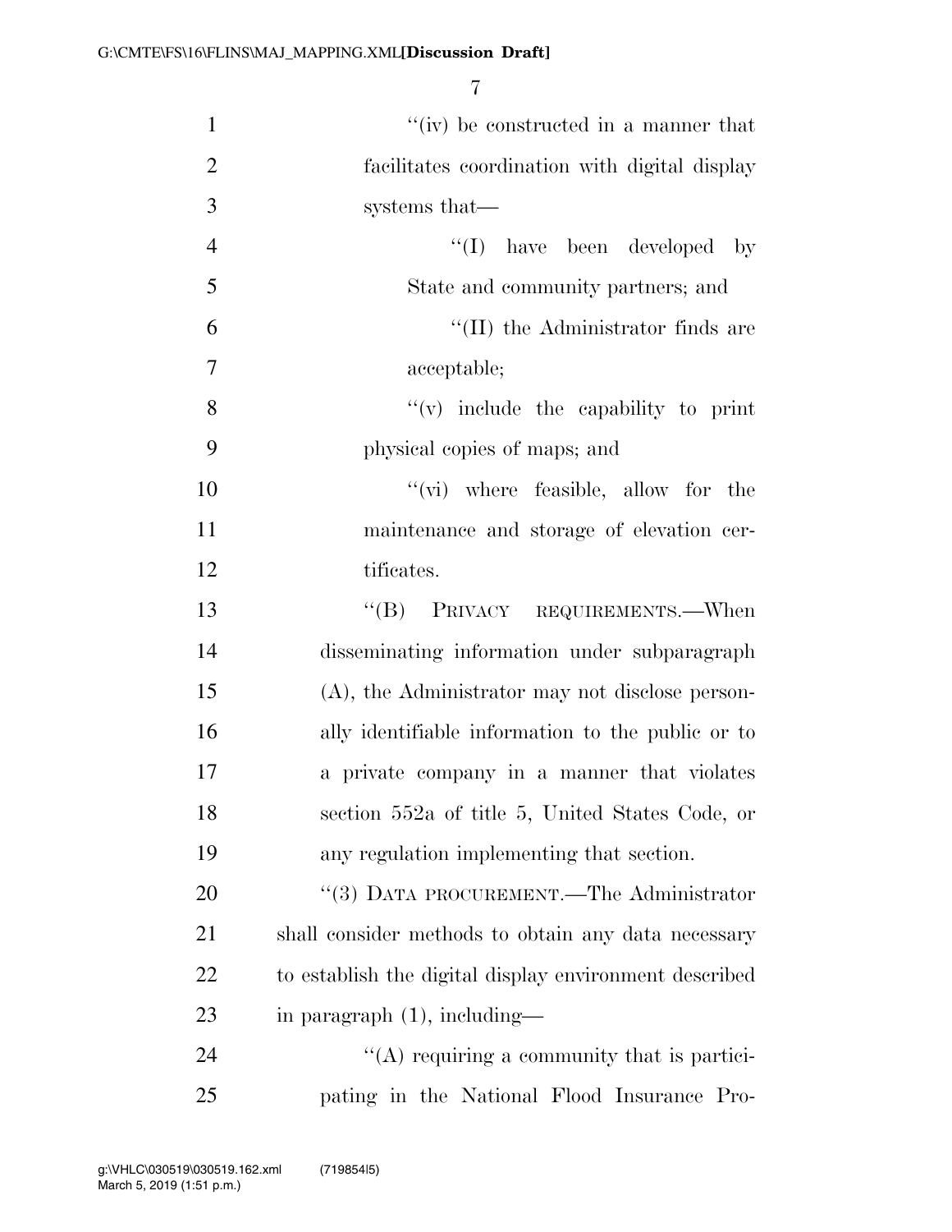"(iv) be constructed in a manner that facilitates coordination with digital display systems that—

"(I) have been developed by State and community partners; and

"(II) the Administrator finds are acceptable;

"(v) include the capability to print physical copies of maps; and

"(vi) where feasible, allow for the maintenance and storage of elevation certificates.

"(B) PRIVACY REQUIREMENTS.—When disseminating information under subparagraph (A), the Administrator may not disclose personally identifiable information to the public or to a private company in a manner that violates section 552a of title 5, United States Code, or any regulation implementing that section.

"(3) DATA PROCUREMENT.—The Administrator shall consider methods to obtain any data necessary to establish the digital display environment described in paragraph (1), including—

"(A) requiring a community that is participating in the National Flood Insurance Pro-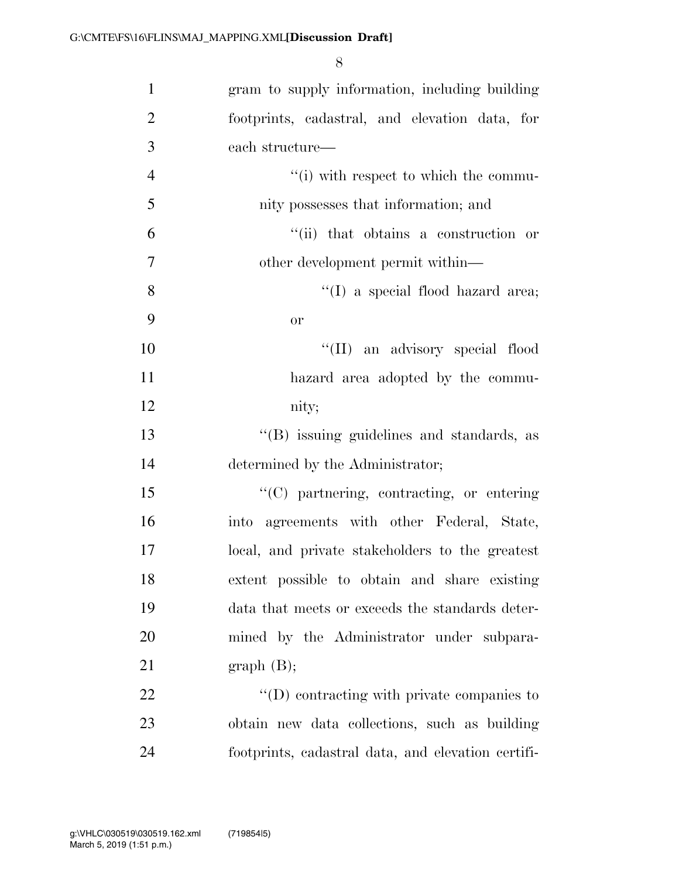gram to supply information, including building footprints, cadastral, and elevation data, for each structure—

“(i) with respect to which the community possesses that information; and

“(ii) that obtains a construction or other development permit within—

“(I) a special flood hazard area; or

“(II) an advisory special flood hazard area adopted by the community;

“(B) issuing guidelines and standards, as determined by the Administrator;

“(C) partnering, contracting, or entering into agreements with other Federal, State, local, and private stakeholders to the greatest extent possible to obtain and share existing data that meets or exceeds the standards determined by the Administrator under subparagraph (B);

“(D) contracting with private companies to obtain new data collections, such as building footprints, cadastral data, and elevation certifi-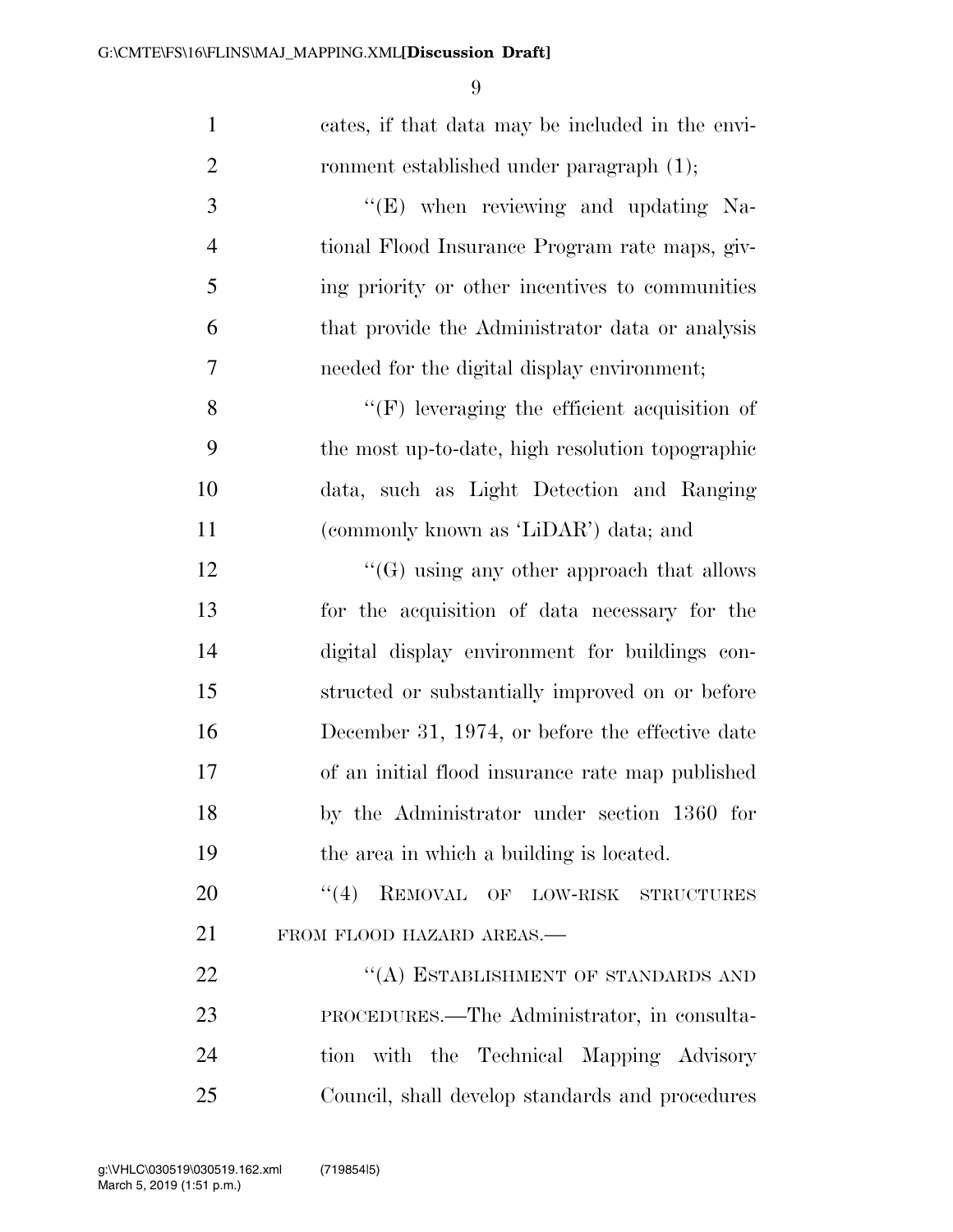cates, if that data may be included in the environment established under paragraph (1);

"(E) when reviewing and updating National Flood Insurance Program rate maps, giving priority or other incentives to communities that provide the Administrator data or analysis needed for the digital display environment;

"(F) leveraging the efficient acquisition of the most up-to-date, high resolution topographic data, such as Light Detection and Ranging (commonly known as 'LiDAR') data; and

"(G) using any other approach that allows for the acquisition of data necessary for the digital display environment for buildings constructed or substantially improved on or before December 31, 1974, or before the effective date of an initial flood insurance rate map published by the Administrator under section 1360 for the area in which a building is located.

"(4) REMOVAL OF LOW-RISK STRUCTURES FROM FLOOD HAZARD AREAS.—

"(A) ESTABLISHMENT OF STANDARDS AND PROCEDURES.—The Administrator, in consultation with the Technical Mapping Advisory Council, shall develop standards and procedures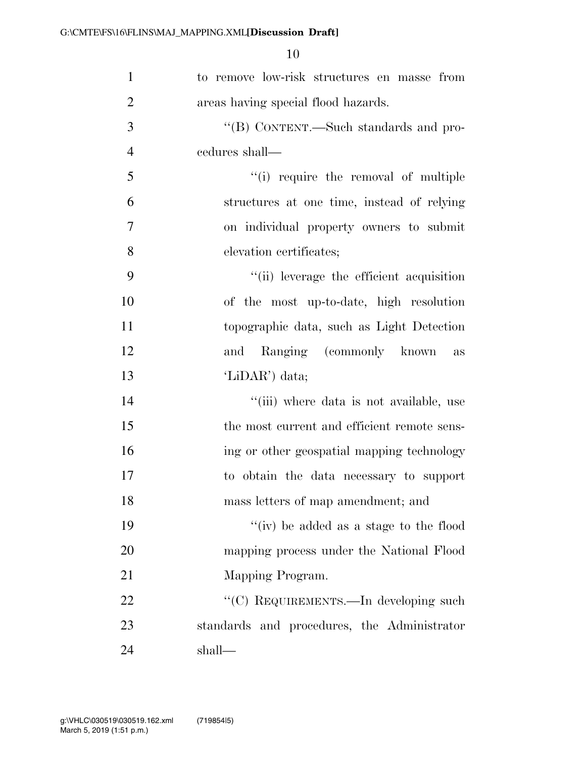to remove low-risk structures en masse from areas having special flood hazards.

''(B) CONTENT.—Such standards and procedures shall—

''(i) require the removal of multiple structures at one time, instead of relying on individual property owners to submit elevation certificates;

''(ii) leverage the efficient acquisition of the most up-to-date, high resolution topographic data, such as Light Detection and Ranging (commonly known as 'LiDAR') data;

''(iii) where data is not available, use the most current and efficient remote sensing or other geospatial mapping technology to obtain the data necessary to support mass letters of map amendment; and

''(iv) be added as a stage to the flood mapping process under the National Flood Mapping Program.

''(C) REQUIREMENTS.—In developing such standards and procedures, the Administrator shall—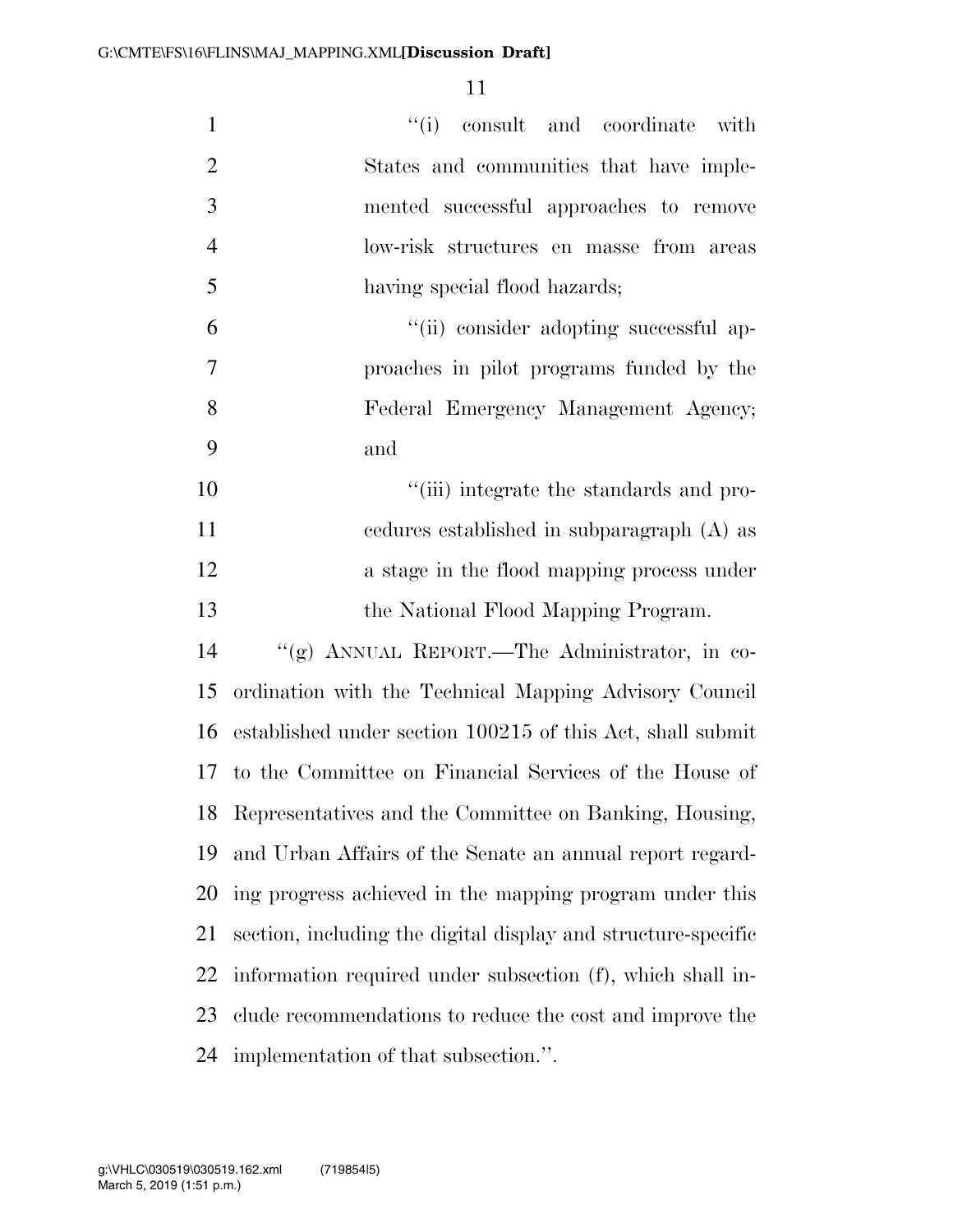"(i) consult and coordinate with States and communities that have implemented successful approaches to remove low-risk structures en masse from areas having special flood hazards;

"(ii) consider adopting successful approaches in pilot programs funded by the Federal Emergency Management Agency; and

"(iii) integrate the standards and procedures established in subparagraph (A) as a stage in the flood mapping process under the National Flood Mapping Program.

"(g) ANNUAL REPORT.—The Administrator, in coordination with the Technical Mapping Advisory Council established under section 100215 of this Act, shall submit to the Committee on Financial Services of the House of Representatives and the Committee on Banking, Housing, and Urban Affairs of the Senate an annual report regarding progress achieved in the mapping program under this section, including the digital display and structure-specific information required under subsection (f), which shall include recommendations to reduce the cost and improve the implementation of that subsection.".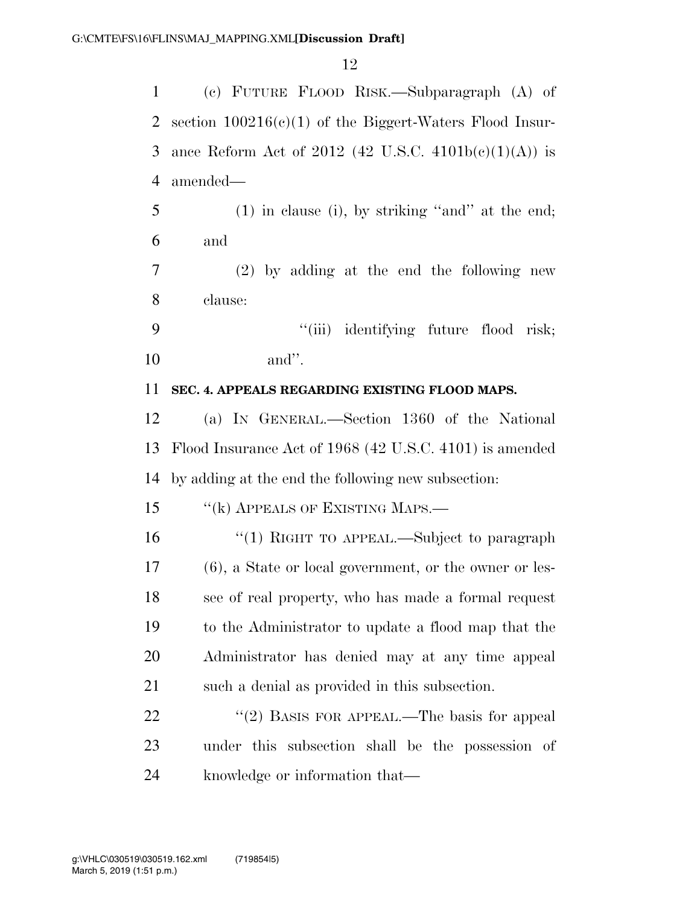(c) FUTURE FLOOD RISK.—Subparagraph (A) of section 100216(c)(1) of the Biggert-Waters Flood Insurance Reform Act of 2012 (42 U.S.C. 4101b(c)(1)(A)) is amended—

(1) in clause (i), by striking ''and'' at the end; and

(2) by adding at the end the following new clause:

''(iii) identifying future flood risk; and''.

**SEC. 4. APPEALS REGARDING EXISTING FLOOD MAPS.**

(a) IN GENERAL.—Section 1360 of the National Flood Insurance Act of 1968 (42 U.S.C. 4101) is amended by adding at the end the following new subsection:

''(k) APPEALS OF EXISTING MAPS.—

''(1) RIGHT TO APPEAL.—Subject to paragraph (6), a State or local government, or the owner or lessee of real property, who has made a formal request to the Administrator to update a flood map that the Administrator has denied may at any time appeal such a denial as provided in this subsection.

''(2) BASIS FOR APPEAL.—The basis for appeal under this subsection shall be the possession of knowledge or information that—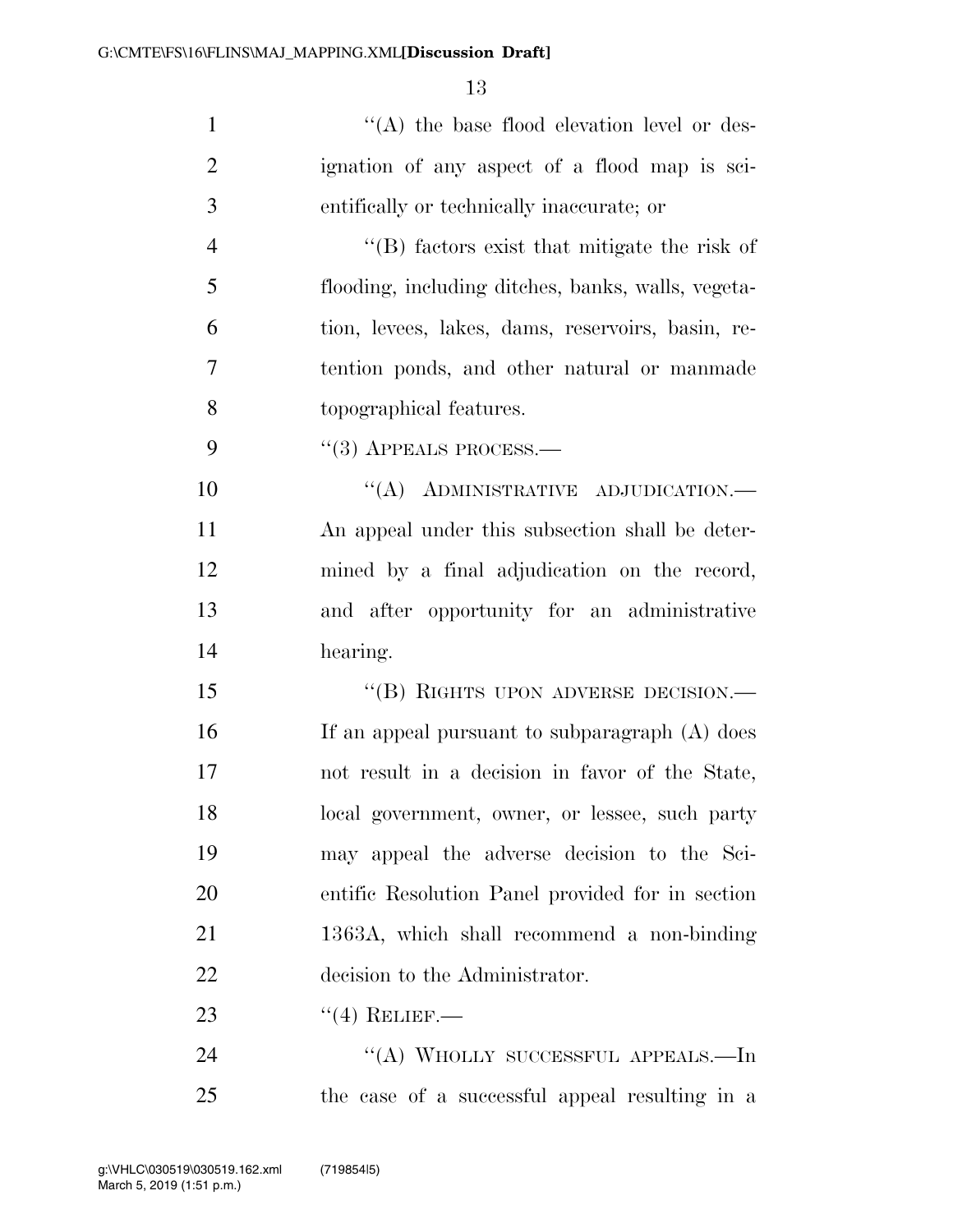''(A) the base flood elevation level or designation of any aspect of a flood map is scientifically or technically inaccurate; or

''(B) factors exist that mitigate the risk of flooding, including ditches, banks, walls, vegetation, levees, lakes, dams, reservoirs, basin, retention ponds, and other natural or manmade topographical features.

''(3) APPEALS PROCESS.—

''(A) ADMINISTRATIVE ADJUDICATION.— An appeal under this subsection shall be determined by a final adjudication on the record, and after opportunity for an administrative hearing.

''(B) RIGHTS UPON ADVERSE DECISION.— If an appeal pursuant to subparagraph (A) does not result in a decision in favor of the State, local government, owner, or lessee, such party may appeal the adverse decision to the Scientific Resolution Panel provided for in section 1363A, which shall recommend a non-binding decision to the Administrator.

''(4) RELIEF.—

''(A) WHOLLY SUCCESSFUL APPEALS.—In the case of a successful appeal resulting in a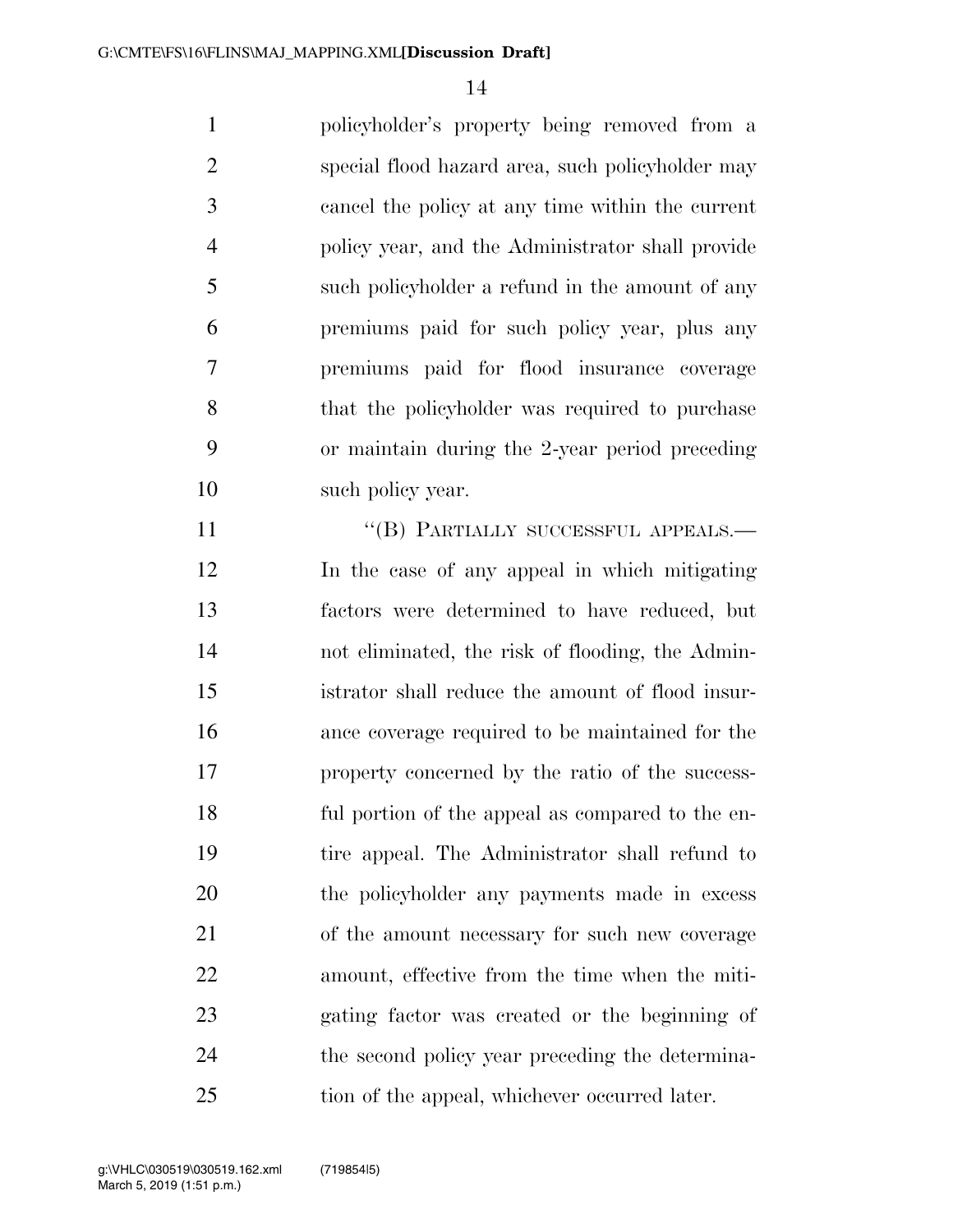policyholder's property being removed from a special flood hazard area, such policyholder may cancel the policy at any time within the current policy year, and the Administrator shall provide such policyholder a refund in the amount of any premiums paid for such policy year, plus any premiums paid for flood insurance coverage that the policyholder was required to purchase or maintain during the 2-year period preceding such policy year.

"(B) PARTIALLY SUCCESSFUL APPEALS.— In the case of any appeal in which mitigating factors were determined to have reduced, but not eliminated, the risk of flooding, the Administrator shall reduce the amount of flood insurance coverage required to be maintained for the property concerned by the ratio of the successful portion of the appeal as compared to the entire appeal. The Administrator shall refund to the policyholder any payments made in excess of the amount necessary for such new coverage amount, effective from the time when the mitigating factor was created or the beginning of the second policy year preceding the determination of the appeal, whichever occurred later.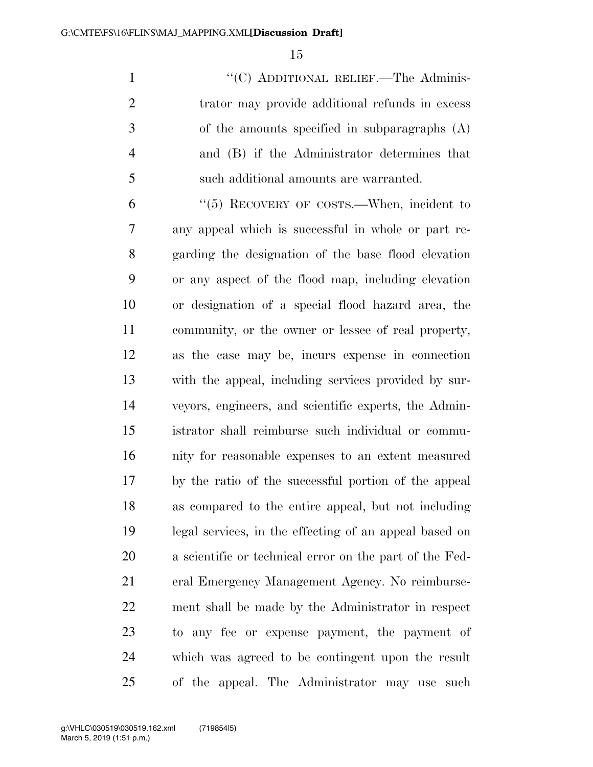"(C) ADDITIONAL RELIEF.—The Administrator may provide additional refunds in excess of the amounts specified in subparagraphs (A) and (B) if the Administrator determines that such additional amounts are warranted.

"(5) RECOVERY OF COSTS.—When, incident to any appeal which is successful in whole or part regarding the designation of the base flood elevation or any aspect of the flood map, including elevation or designation of a special flood hazard area, the community, or the owner or lessee of real property, as the case may be, incurs expense in connection with the appeal, including services provided by surveyors, engineers, and scientific experts, the Administrator shall reimburse such individual or community for reasonable expenses to an extent measured by the ratio of the successful portion of the appeal as compared to the entire appeal, but not including legal services, in the effecting of an appeal based on a scientific or technical error on the part of the Federal Emergency Management Agency. No reimbursement shall be made by the Administrator in respect to any fee or expense payment, the payment of which was agreed to be contingent upon the result of the appeal. The Administrator may use such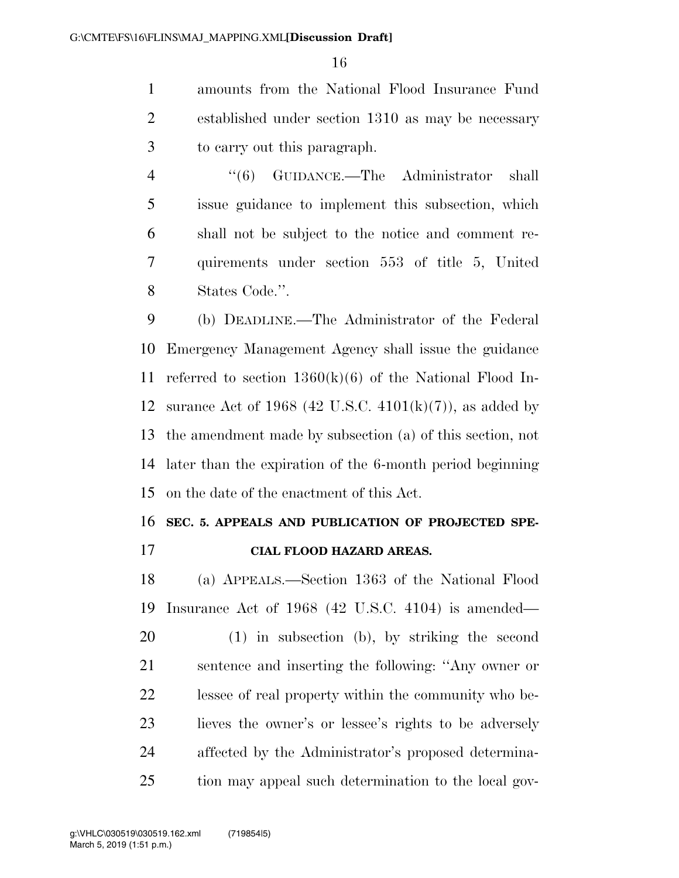amounts from the National Flood Insurance Fund established under section 1310 as may be necessary to carry out this paragraph.

''(6) GUIDANCE.—The Administrator shall issue guidance to implement this subsection, which shall not be subject to the notice and comment requirements under section 553 of title 5, United States Code.''.

(b) DEADLINE.—The Administrator of the Federal Emergency Management Agency shall issue the guidance referred to section 1360(k)(6) of the National Flood Insurance Act of 1968 (42 U.S.C. 4101(k)(7)), as added by the amendment made by subsection (a) of this section, not later than the expiration of the 6-month period beginning on the date of the enactment of this Act.

**SEC. 5. APPEALS AND PUBLICATION OF PROJECTED SPECIAL FLOOD HAZARD AREAS.**

(a) APPEALS.—Section 1363 of the National Flood Insurance Act of 1968 (42 U.S.C. 4104) is amended—

(1) in subsection (b), by striking the second sentence and inserting the following: ''Any owner or lessee of real property within the community who believes the owner's or lessee's rights to be adversely affected by the Administrator's proposed determination may appeal such determination to the local gov-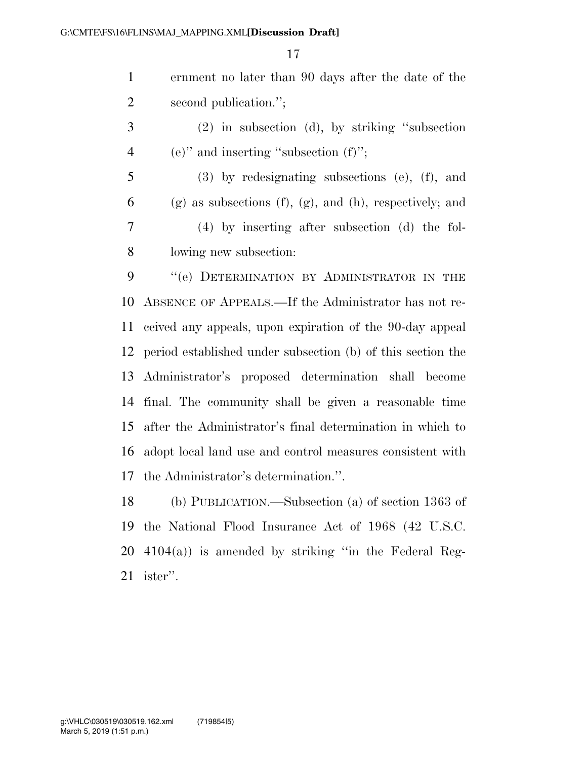ernment no later than 90 days after the date of the second publication.'';

(2) in subsection (d), by striking ''subsection (e)'' and inserting ''subsection (f)'';

(3) by redesignating subsections (e), (f), and (g) as subsections (f), (g), and (h), respectively; and

(4) by inserting after subsection (d) the following new subsection:

''(e) DETERMINATION BY ADMINISTRATOR IN THE ABSENCE OF APPEALS.—If the Administrator has not received any appeals, upon expiration of the 90-day appeal period established under subsection (b) of this section the Administrator's proposed determination shall become final. The community shall be given a reasonable time after the Administrator's final determination in which to adopt local land use and control measures consistent with the Administrator's determination.''.

(b) PUBLICATION.—Subsection (a) of section 1363 of the National Flood Insurance Act of 1968 (42 U.S.C. 4104(a)) is amended by striking ''in the Federal Register''.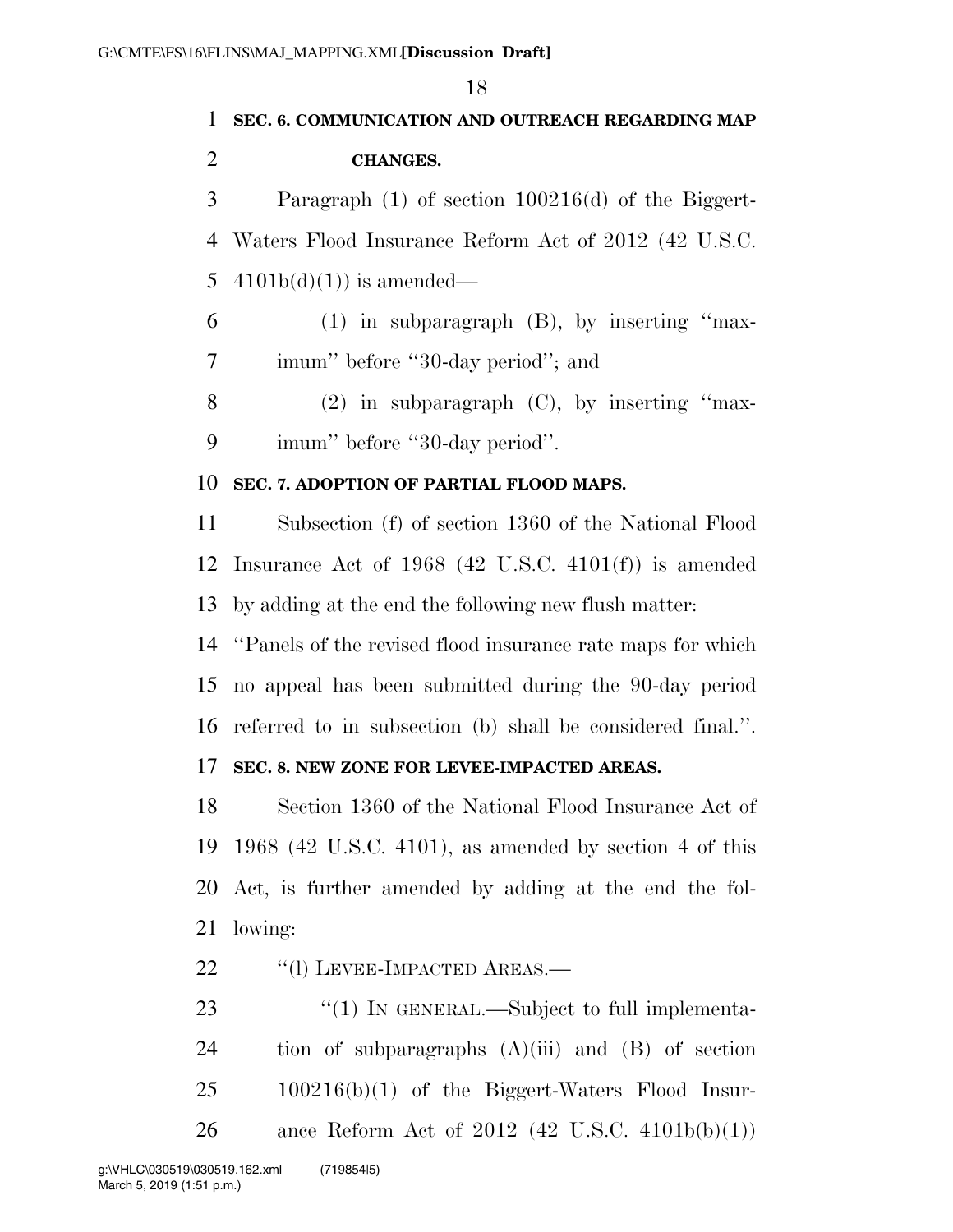**SEC. 6. COMMUNICATION AND OUTREACH REGARDING MAP CHANGES.**

Paragraph (1) of section 100216(d) of the Biggert-Waters Flood Insurance Reform Act of 2012 (42 U.S.C. 4101b(d)(1)) is amended—

(1) in subparagraph (B), by inserting ''maximum'' before ''30-day period''; and

(2) in subparagraph (C), by inserting ''maximum'' before ''30-day period''.

**SEC. 7. ADOPTION OF PARTIAL FLOOD MAPS.**

Subsection (f) of section 1360 of the National Flood Insurance Act of 1968 (42 U.S.C. 4101(f)) is amended by adding at the end the following new flush matter:

''Panels of the revised flood insurance rate maps for which no appeal has been submitted during the 90-day period referred to in subsection (b) shall be considered final.''.

**SEC. 8. NEW ZONE FOR LEVEE-IMPACTED AREAS.**

Section 1360 of the National Flood Insurance Act of 1968 (42 U.S.C. 4101), as amended by section 4 of this Act, is further amended by adding at the end the following:

''(l) LEVEE-IMPACTED AREAS.—

''(1) IN GENERAL.—Subject to full implementation of subparagraphs (A)(iii) and (B) of section 100216(b)(1) of the Biggert-Waters Flood Insurance Reform Act of 2012 (42 U.S.C. 4101b(b)(1))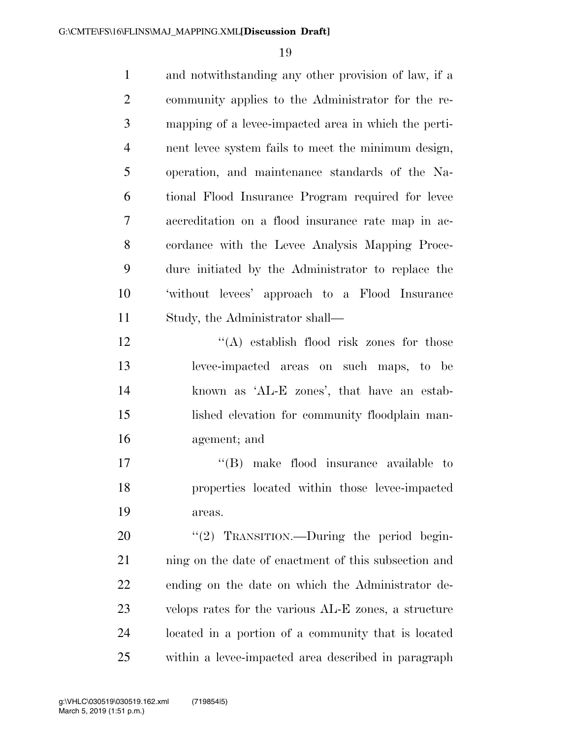and notwithstanding any other provision of law, if a community applies to the Administrator for the remapping of a levee-impacted area in which the pertinent levee system fails to meet the minimum design, operation, and maintenance standards of the National Flood Insurance Program required for levee accreditation on a flood insurance rate map in accordance with the Levee Analysis Mapping Procedure initiated by the Administrator to replace the 'without levees' approach to a Flood Insurance Study, the Administrator shall—

''(A) establish flood risk zones for those levee-impacted areas on such maps, to be known as 'AL-E zones', that have an established elevation for community floodplain management; and

''(B) make flood insurance available to properties located within those levee-impacted areas.

''(2) TRANSITION.—During the period beginning on the date of enactment of this subsection and ending on the date on which the Administrator develops rates for the various AL-E zones, a structure located in a portion of a community that is located within a levee-impacted area described in paragraph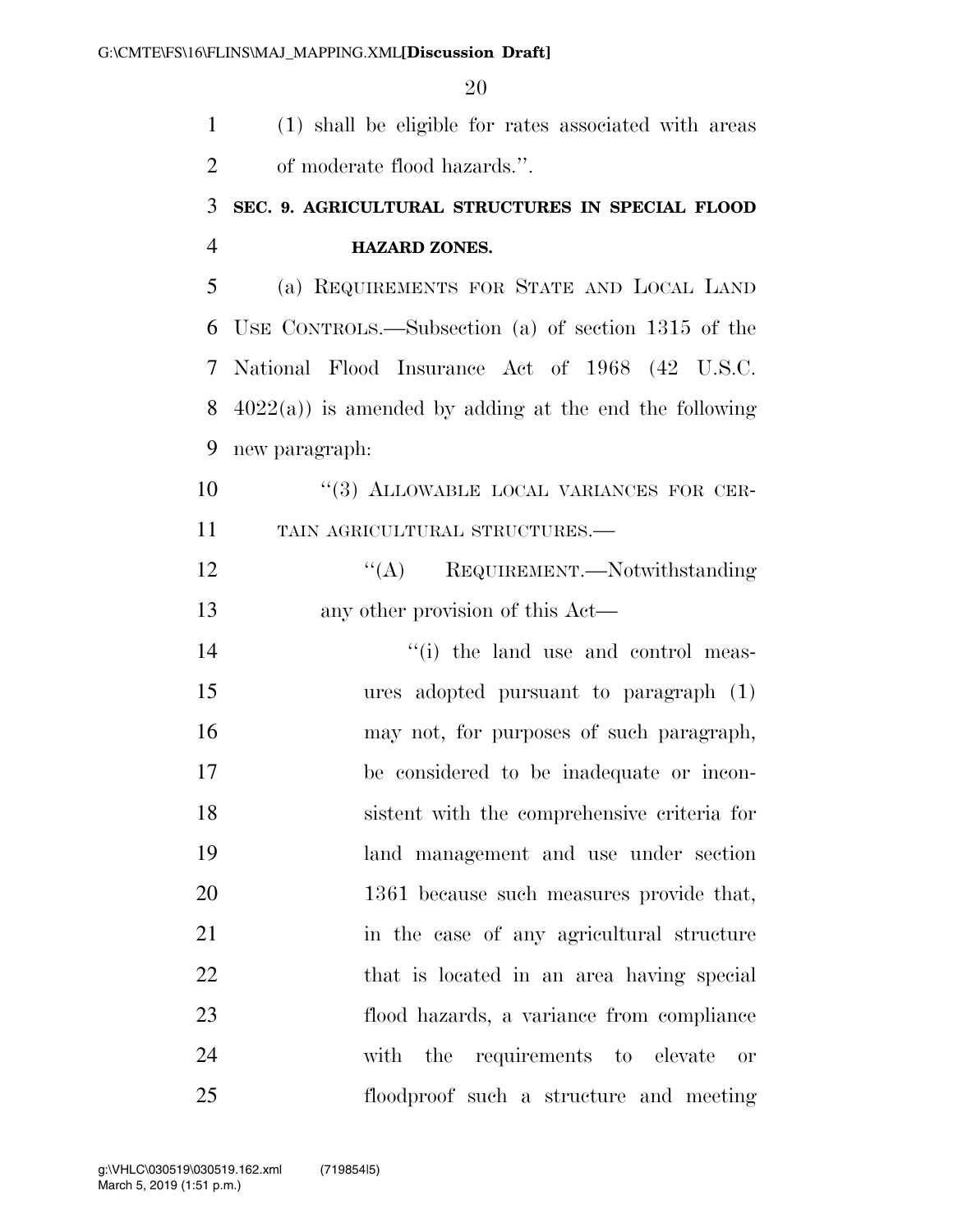(1) shall be eligible for rates associated with areas of moderate flood hazards.''.

**SEC. 9. AGRICULTURAL STRUCTURES IN SPECIAL FLOOD HAZARD ZONES.**

(a) REQUIREMENTS FOR STATE AND LOCAL LAND USE CONTROLS.—Subsection (a) of section 1315 of the National Flood Insurance Act of 1968 (42 U.S.C. 4022(a)) is amended by adding at the end the following new paragraph:

> ''(3) ALLOWABLE LOCAL VARIANCES FOR CERTAIN AGRICULTURAL STRUCTURES.—
>
> ''(A) REQUIREMENT.—Notwithstanding any other provision of this Act—
>
> ''(i) the land use and control measures adopted pursuant to paragraph (1) may not, for purposes of such paragraph, be considered to be inadequate or inconsistent with the comprehensive criteria for land management and use under section 1361 because such measures provide that, in the case of any agricultural structure that is located in an area having special flood hazards, a variance from compliance with the requirements to elevate or floodproof such a structure and meeting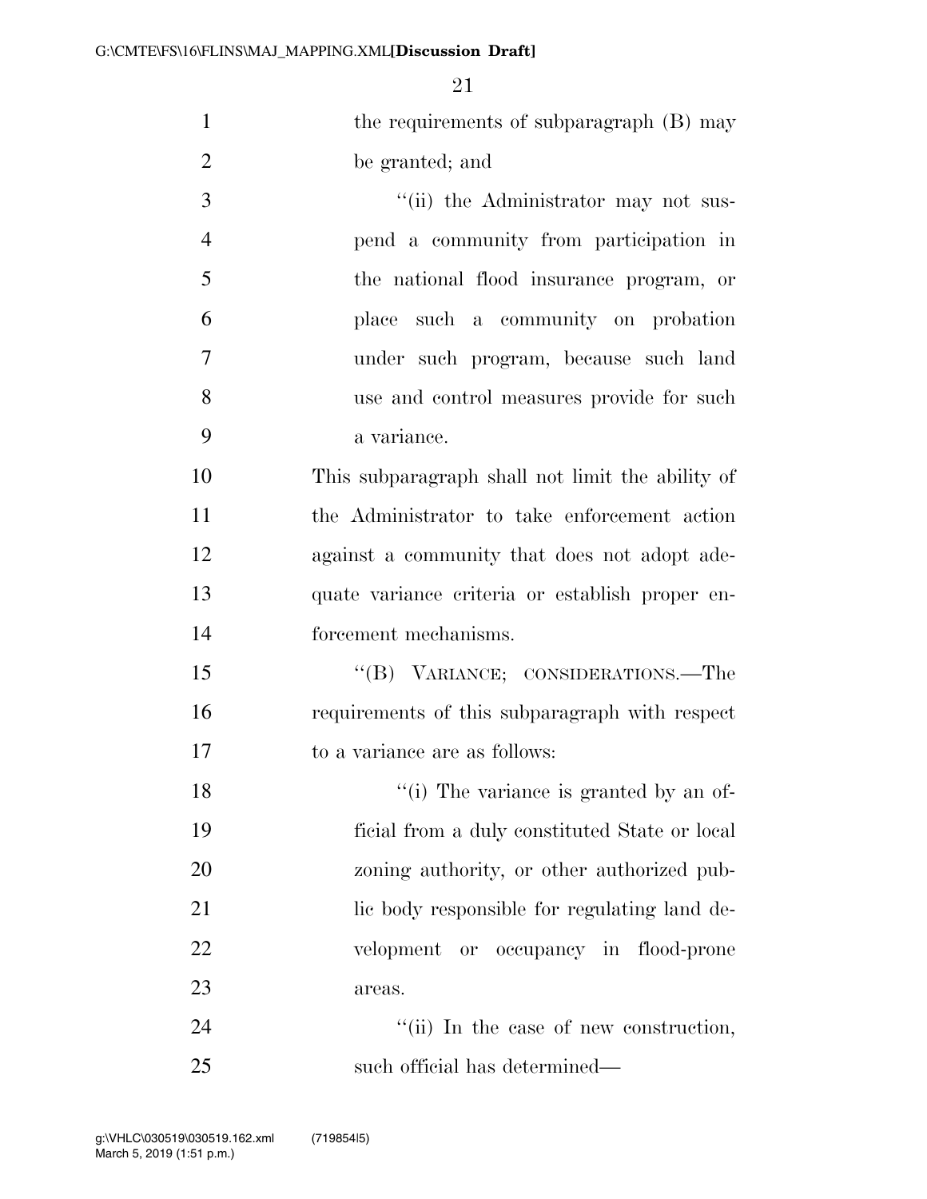the requirements of subparagraph (B) may be granted; and

''(ii) the Administrator may not suspend a community from participation in the national flood insurance program, or place such a community on probation under such program, because such land use and control measures provide for such a variance.

This subparagraph shall not limit the ability of the Administrator to take enforcement action against a community that does not adopt adequate variance criteria or establish proper enforcement mechanisms.

''(B) VARIANCE; CONSIDERATIONS.—The requirements of this subparagraph with respect to a variance are as follows:

''(i) The variance is granted by an official from a duly constituted State or local zoning authority, or other authorized public body responsible for regulating land development or occupancy in flood-prone areas.

''(ii) In the case of new construction, such official has determined—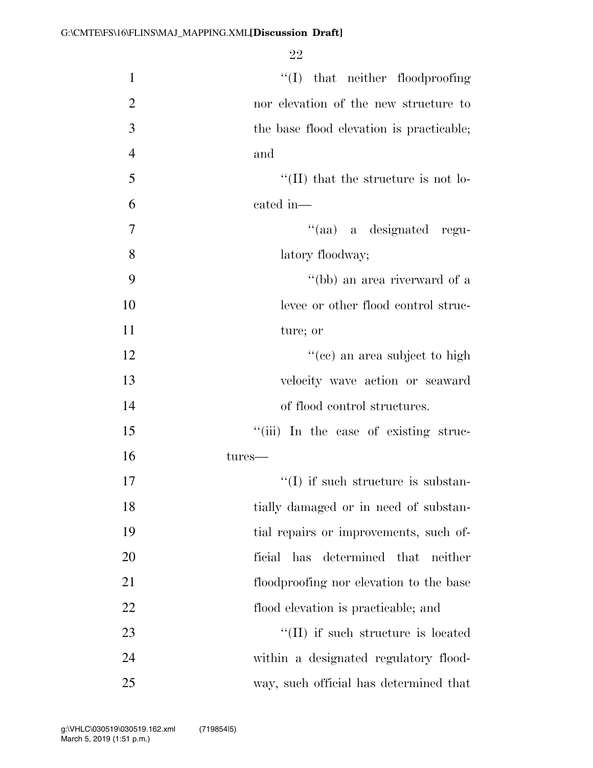''(I) that neither floodproofing nor elevation of the new structure to the base flood elevation is practicable; and

''(II) that the structure is not located in—

''(aa) a designated regulatory floodway;

''(bb) an area riverward of a levee or other flood control structure; or

''(cc) an area subject to high velocity wave action or seaward of flood control structures.

''(iii) In the case of existing structures—

''(I) if such structure is substantially damaged or in need of substantial repairs or improvements, such official has determined that neither floodproofing nor elevation to the base flood elevation is practicable; and

''(II) if such structure is located within a designated regulatory floodway, such official has determined that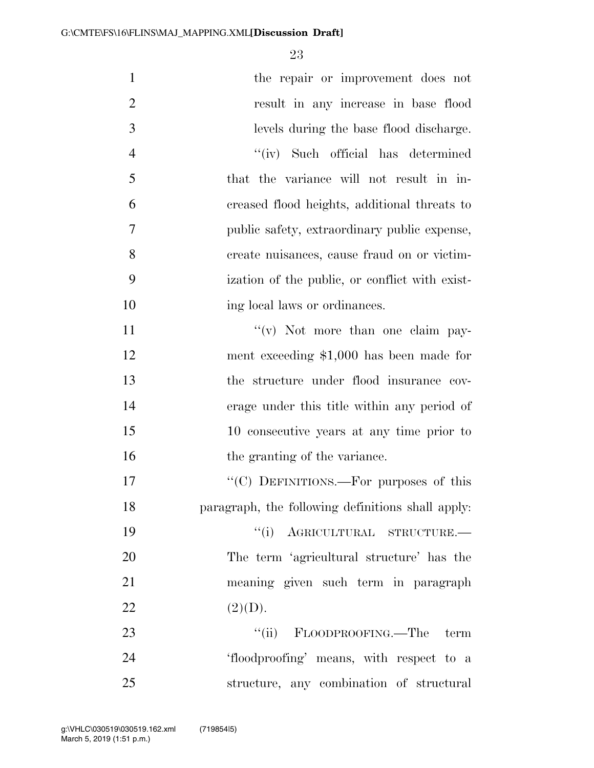the repair or improvement does not result in any increase in base flood levels during the base flood discharge.

''(iv) Such official has determined that the variance will not result in increased flood heights, additional threats to public safety, extraordinary public expense, create nuisances, cause fraud on or victimization of the public, or conflict with existing local laws or ordinances.

''(v) Not more than one claim payment exceeding $1,000 has been made for the structure under flood insurance coverage under this title within any period of 10 consecutive years at any time prior to the granting of the variance.

''(C) DEFINITIONS.—For purposes of this paragraph, the following definitions shall apply:

''(i) AGRICULTURAL STRUCTURE.—The term 'agricultural structure' has the meaning given such term in paragraph (2)(D).

''(ii) FLOODPROOFING.—The term 'floodproofing' means, with respect to a structure, any combination of structural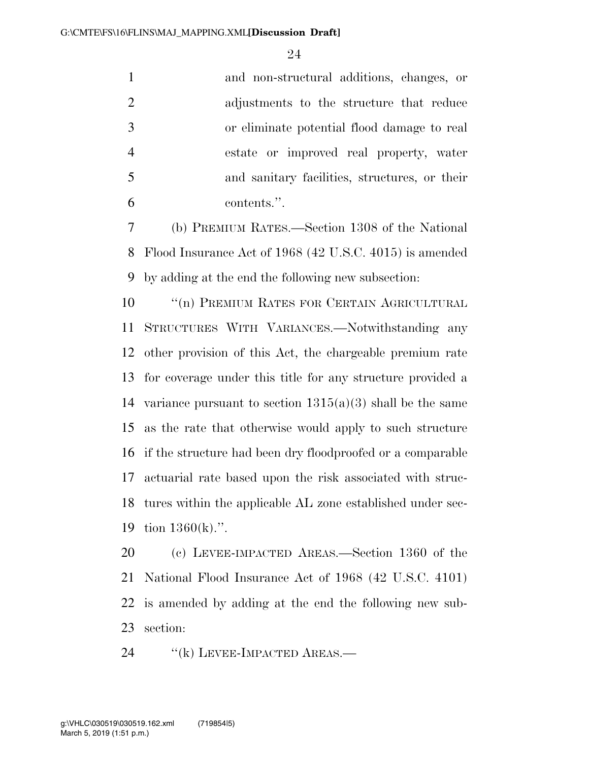and non-structural additions, changes, or adjustments to the structure that reduce or eliminate potential flood damage to real estate or improved real property, water and sanitary facilities, structures, or their contents.''.

(b) PREMIUM RATES.—Section 1308 of the National Flood Insurance Act of 1968 (42 U.S.C. 4015) is amended by adding at the end the following new subsection:

''(n) PREMIUM RATES FOR CERTAIN AGRICULTURAL STRUCTURES WITH VARIANCES.—Notwithstanding any other provision of this Act, the chargeable premium rate for coverage under this title for any structure provided a variance pursuant to section 1315(a)(3) shall be the same as the rate that otherwise would apply to such structure if the structure had been dry floodproofed or a comparable actuarial rate based upon the risk associated with structures within the applicable AL zone established under section 1360(k).''.

(c) LEVEE-IMPACTED AREAS.—Section 1360 of the National Flood Insurance Act of 1968 (42 U.S.C. 4101) is amended by adding at the end the following new subsection:

''(k) LEVEE-IMPACTED AREAS.—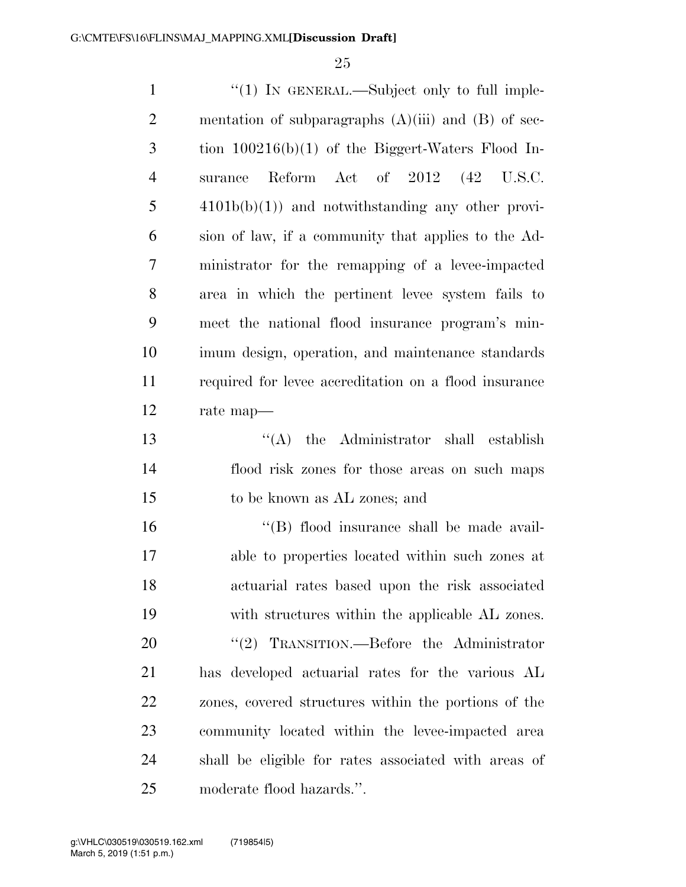''(1) IN GENERAL.—Subject only to full implementation of subparagraphs (A)(iii) and (B) of section 100216(b)(1) of the Biggert-Waters Flood Insurance Reform Act of 2012 (42 U.S.C. 4101b(b)(1)) and notwithstanding any other provision of law, if a community that applies to the Administrator for the remapping of a levee-impacted area in which the pertinent levee system fails to meet the national flood insurance program's minimum design, operation, and maintenance standards required for levee accreditation on a flood insurance rate map—

''(A) the Administrator shall establish flood risk zones for those areas on such maps to be known as AL zones; and

''(B) flood insurance shall be made available to properties located within such zones at actuarial rates based upon the risk associated with structures within the applicable AL zones.

''(2) TRANSITION.—Before the Administrator has developed actuarial rates for the various AL zones, covered structures within the portions of the community located within the levee-impacted area shall be eligible for rates associated with areas of moderate flood hazards.''.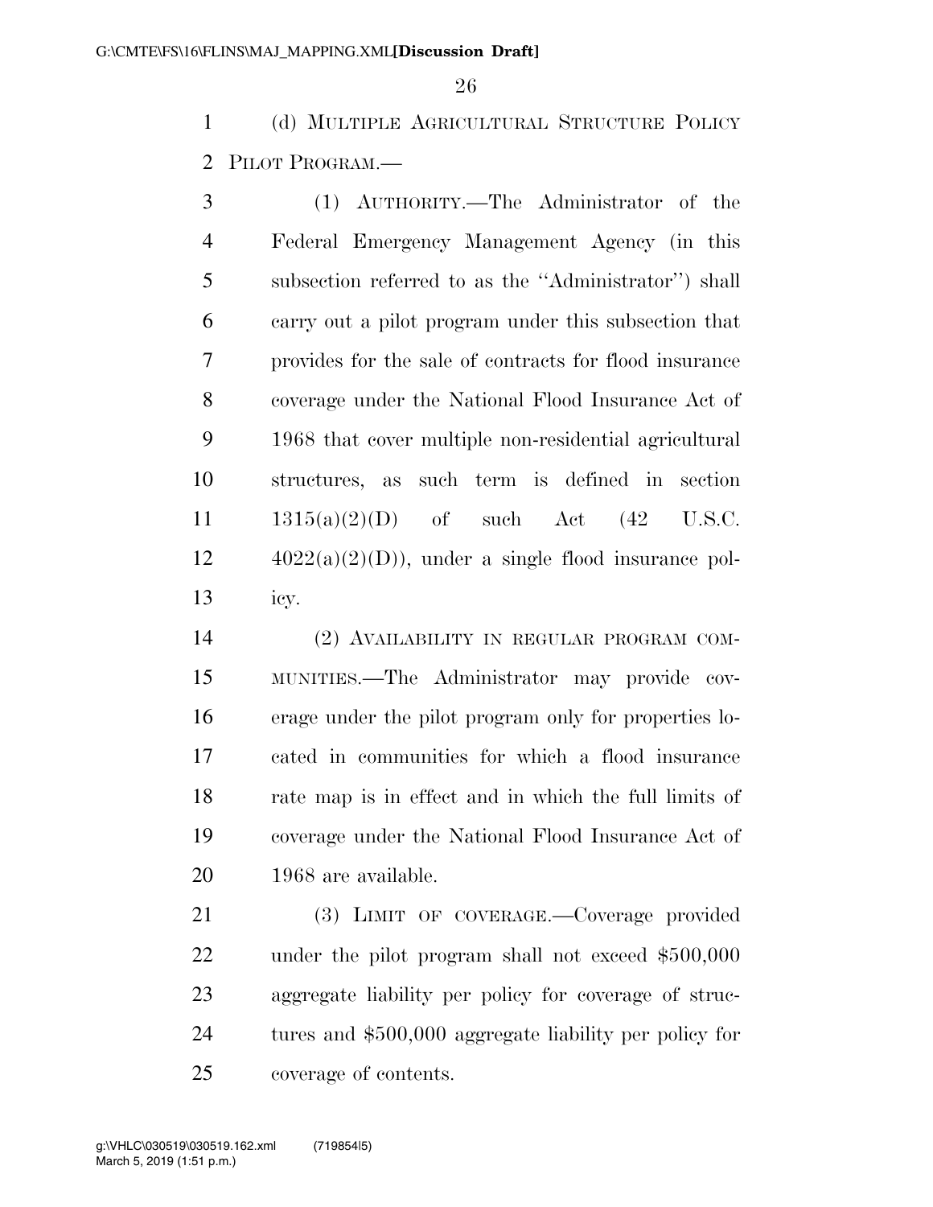(d) MULTIPLE AGRICULTURAL STRUCTURE POLICY PILOT PROGRAM.—

(1) AUTHORITY.—The Administrator of the Federal Emergency Management Agency (in this subsection referred to as the ''Administrator'') shall carry out a pilot program under this subsection that provides for the sale of contracts for flood insurance coverage under the National Flood Insurance Act of 1968 that cover multiple non-residential agricultural structures, as such term is defined in section 1315(a)(2)(D) of such Act (42 U.S.C. 4022(a)(2)(D)), under a single flood insurance policy.

(2) AVAILABILITY IN REGULAR PROGRAM COMMUNITIES.—The Administrator may provide coverage under the pilot program only for properties located in communities for which a flood insurance rate map is in effect and in which the full limits of coverage under the National Flood Insurance Act of 1968 are available.

(3) LIMIT OF COVERAGE.—Coverage provided under the pilot program shall not exceed $500,000 aggregate liability per policy for coverage of structures and $500,000 aggregate liability per policy for coverage of contents.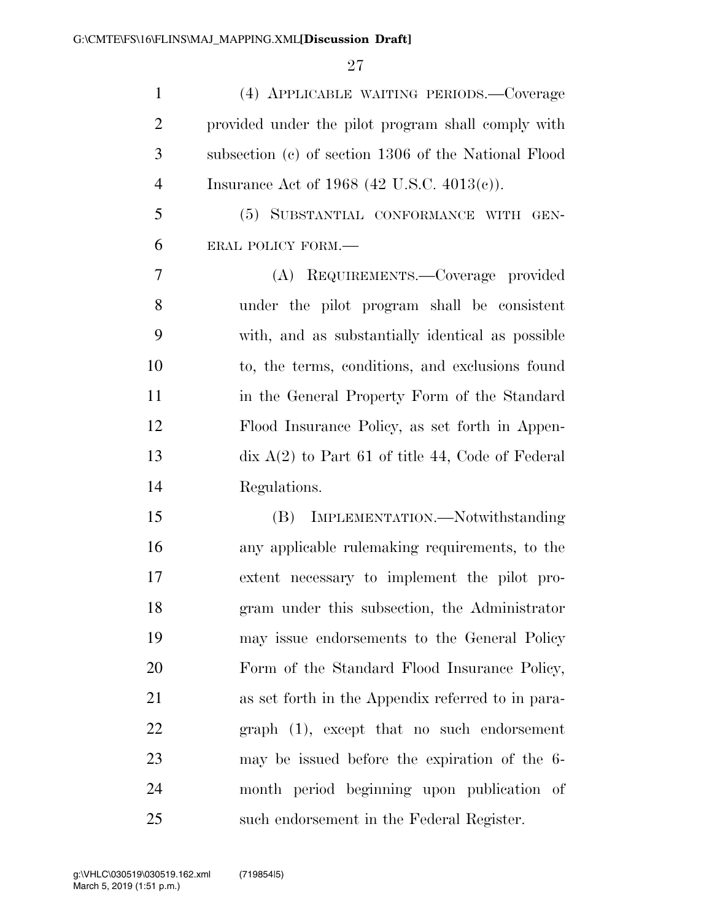(4) APPLICABLE WAITING PERIODS.—Coverage provided under the pilot program shall comply with subsection (c) of section 1306 of the National Flood Insurance Act of 1968 (42 U.S.C. 4013(c)).

(5) SUBSTANTIAL CONFORMANCE WITH GENERAL POLICY FORM.—

(A) REQUIREMENTS.—Coverage provided under the pilot program shall be consistent with, and as substantially identical as possible to, the terms, conditions, and exclusions found in the General Property Form of the Standard Flood Insurance Policy, as set forth in Appendix A(2) to Part 61 of title 44, Code of Federal Regulations.

(B) IMPLEMENTATION.—Notwithstanding any applicable rulemaking requirements, to the extent necessary to implement the pilot program under this subsection, the Administrator may issue endorsements to the General Policy Form of the Standard Flood Insurance Policy, as set forth in the Appendix referred to in paragraph (1), except that no such endorsement may be issued before the expiration of the 6-month period beginning upon publication of such endorsement in the Federal Register.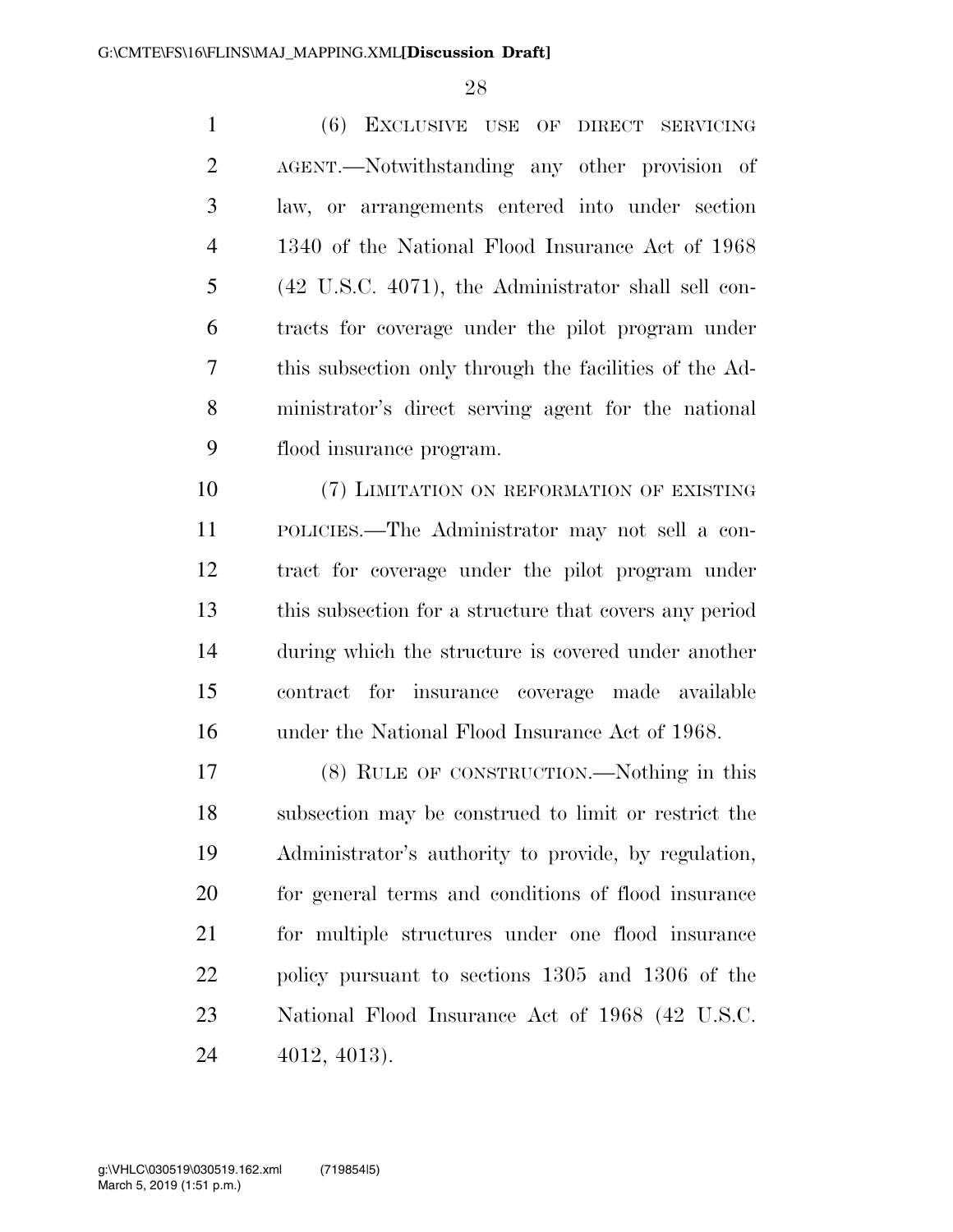(6) EXCLUSIVE USE OF DIRECT SERVICING AGENT.—Notwithstanding any other provision of law, or arrangements entered into under section 1340 of the National Flood Insurance Act of 1968 (42 U.S.C. 4071), the Administrator shall sell contracts for coverage under the pilot program under this subsection only through the facilities of the Administrator's direct serving agent for the national flood insurance program.

(7) LIMITATION ON REFORMATION OF EXISTING POLICIES.—The Administrator may not sell a contract for coverage under the pilot program under this subsection for a structure that covers any period during which the structure is covered under another contract for insurance coverage made available under the National Flood Insurance Act of 1968.

(8) RULE OF CONSTRUCTION.—Nothing in this subsection may be construed to limit or restrict the Administrator's authority to provide, by regulation, for general terms and conditions of flood insurance for multiple structures under one flood insurance policy pursuant to sections 1305 and 1306 of the National Flood Insurance Act of 1968 (42 U.S.C. 4012, 4013).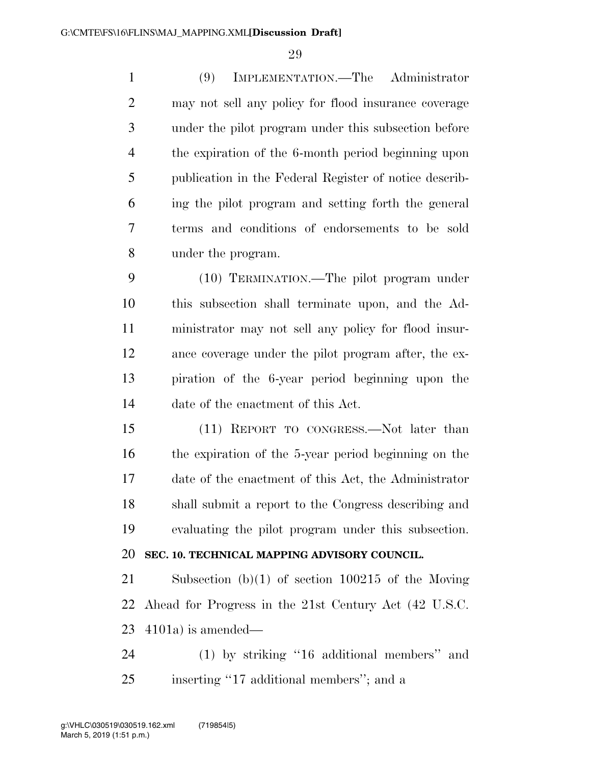(9) IMPLEMENTATION.—The Administrator may not sell any policy for flood insurance coverage under the pilot program under this subsection before the expiration of the 6-month period beginning upon publication in the Federal Register of notice describing the pilot program and setting forth the general terms and conditions of endorsements to be sold under the program.

(10) TERMINATION.—The pilot program under this subsection shall terminate upon, and the Administrator may not sell any policy for flood insurance coverage under the pilot program after, the expiration of the 6-year period beginning upon the date of the enactment of this Act.

(11) REPORT TO CONGRESS.—Not later than the expiration of the 5-year period beginning on the date of the enactment of this Act, the Administrator shall submit a report to the Congress describing and evaluating the pilot program under this subsection.

**SEC. 10. TECHNICAL MAPPING ADVISORY COUNCIL.**

Subsection (b)(1) of section 100215 of the Moving Ahead for Progress in the 21st Century Act (42 U.S.C. 4101a) is amended—

(1) by striking ''16 additional members'' and inserting ''17 additional members''; and a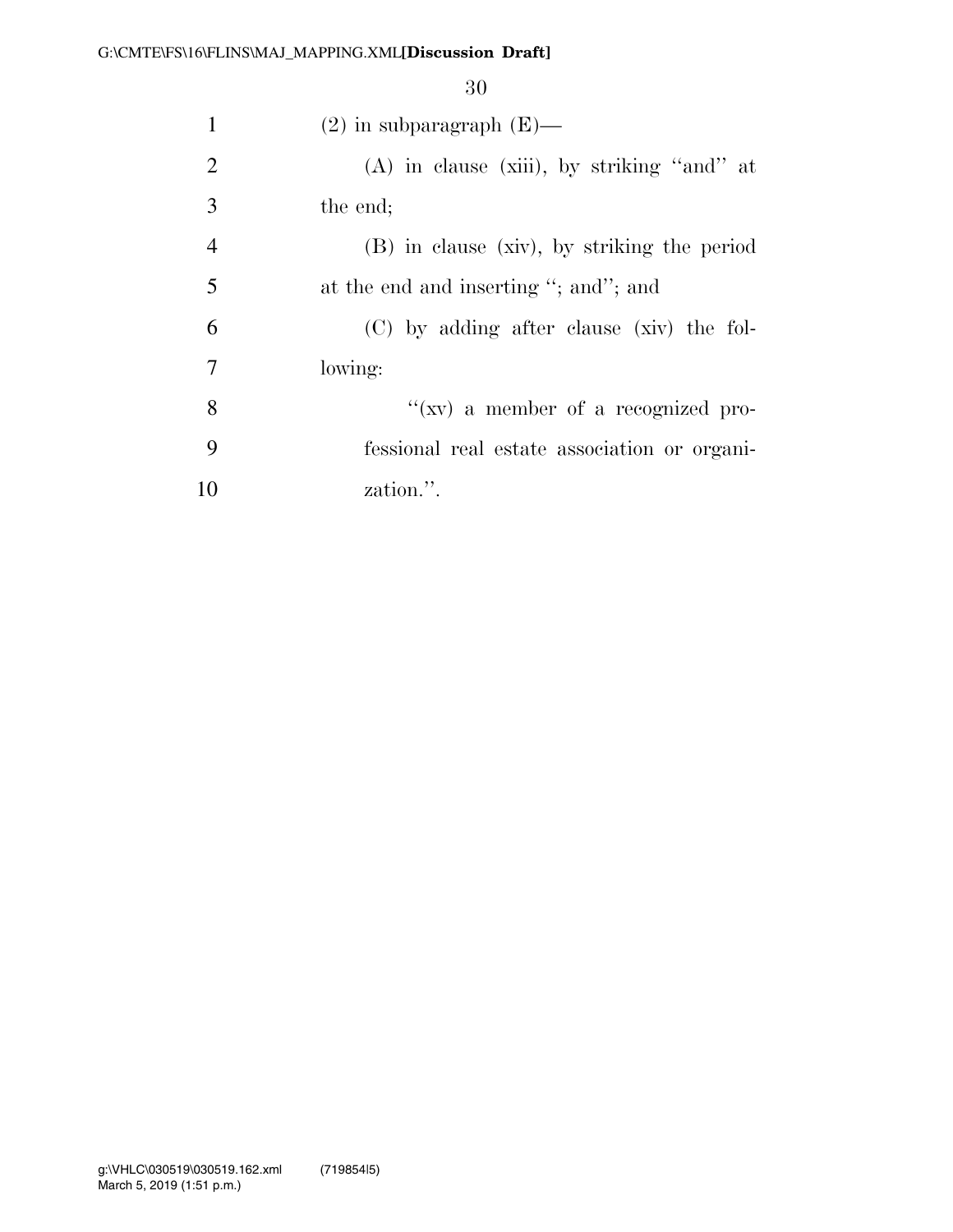(2) in subparagraph (E)—

(A) in clause (xiii), by striking "and" at the end;

(B) in clause (xiv), by striking the period at the end and inserting "; and"; and

(C) by adding after clause (xiv) the following:

"(xv) a member of a recognized professional real estate association or organization.".